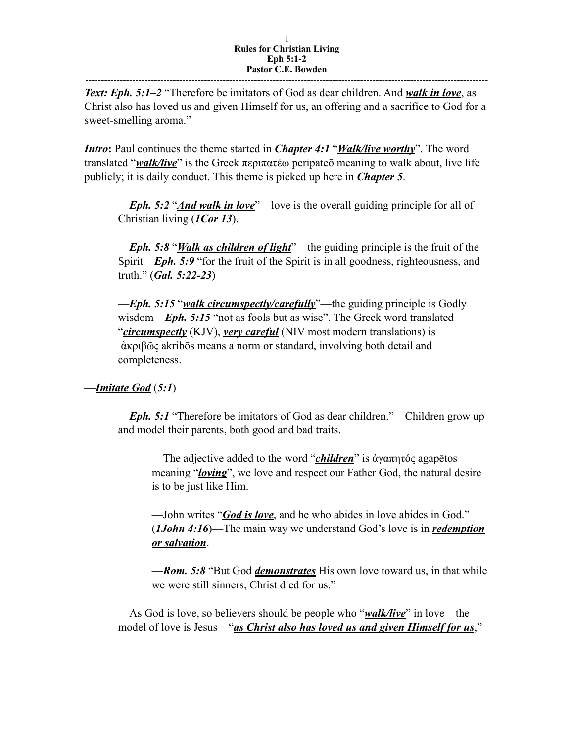**Rules for Christian Living**
**Eph 5:1-2**
**Pastor C.E. Bowden**

---

***Text: Eph. 5:1–2*** "Therefore be imitators of God as dear children. And ***walk in love***, as Christ also has loved us and given Himself for us, an offering and a sacrifice to God for a sweet-smelling aroma."

***Intro*****:** Paul continues the theme started in ***Chapter 4:1*** "***Walk/live worthy***". The word translated "***walk/live***" is the Greek περιπατέω peripateō meaning to walk about, live life publicly; it is daily conduct. This theme is picked up here in ***Chapter 5***.

> —***Eph. 5:2*** "***And walk in love***"—love is the overall guiding principle for all of Christian living (***1Cor 13***).
>
> —***Eph. 5:8*** "***Walk as children of light***"—the guiding principle is the fruit of the Spirit—***Eph. 5:9*** "for the fruit of the Spirit is in all goodness, righteousness, and truth." (***Gal. 5:22-23***)
>
> —***Eph. 5:15*** "***walk circumspectly/carefully***"—the guiding principle is Godly wisdom—***Eph. 5:15*** "not as fools but as wise". The Greek word translated "***circumspectly*** (KJV), ***very careful*** (NIV most modern translations) is ἀκριβῶς akribōs means a norm or standard, involving both detail and completeness.

—***Imitate God*** (***5:1***)

> —***Eph. 5:1*** "Therefore be imitators of God as dear children."—Children grow up and model their parents, both good and bad traits.
>
> > —The adjective added to the word "***children***" is ἀγαπητός agapētos meaning "***loving***", we love and respect our Father God, the natural desire is to be just like Him.
> >
> > —John writes "***God is love***, and he who abides in love abides in God." (***1John 4:16***)—The main way we understand God's love is in ***redemption or salvation***.
> >
> > —***Rom. 5:8*** "But God ***demonstrates*** His own love toward us, in that while we were still sinners, Christ died for us."
>
> —As God is love, so believers should be people who "***walk/live***" in love—the model of love is Jesus—"***as Christ also has loved us and given Himself for us***,"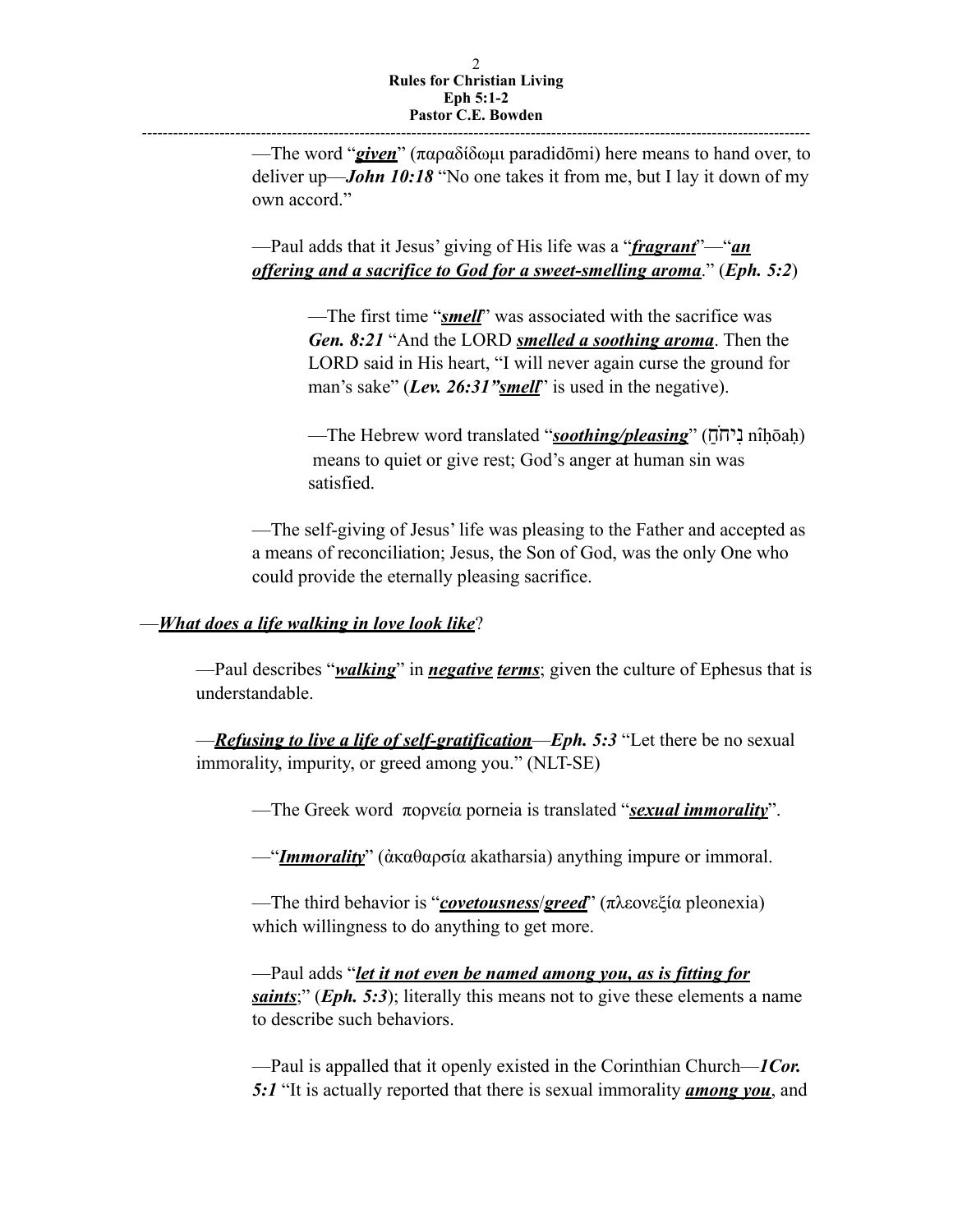—The word "***given***" (παραδίδωμι paradidōmi) here means to hand over, to deliver up—***John 10:18*** "No one takes it from me, but I lay it down of my own accord."

—Paul adds that it Jesus' giving of His life was a "***fragrant***"—"***an offering and a sacrifice to God for a sweet-smelling aroma***." (***Eph. 5:2***)

—The first time "***smell***" was associated with the sacrifice was ***Gen. 8:21*** "And the LORD ***smelled a soothing aroma***. Then the LORD said in His heart, "I will never again curse the ground for man's sake" (***Lev. 26:31"smell***" is used in the negative).

—The Hebrew word translated "***soothing/pleasing***" (נִיחֹחַ nîḥōaḥ) means to quiet or give rest; God's anger at human sin was satisfied.

—The self-giving of Jesus' life was pleasing to the Father and accepted as a means of reconciliation; Jesus, the Son of God, was the only One who could provide the eternally pleasing sacrifice.

—***What does a life walking in love look like***?

—Paul describes "***walking***" in ***negative terms***; given the culture of Ephesus that is understandable.

—***Refusing to live a life of self-gratification***—***Eph. 5:3*** "Let there be no sexual immorality, impurity, or greed among you." (NLT-SE)

—The Greek word πορνεία porneia is translated "***sexual immorality***".

—"***Immorality***" (ἀκαθαρσία akatharsia) anything impure or immoral.

—The third behavior is "***covetousness/greed***" (πλεονεξία pleonexia) which willingness to do anything to get more.

—Paul adds "***let it not even be named among you, as is fitting for saints***;" (***Eph. 5:3***); literally this means not to give these elements a name to describe such behaviors.

—Paul is appalled that it openly existed in the Corinthian Church—***1Cor. 5:1*** "It is actually reported that there is sexual immorality ***among you***, and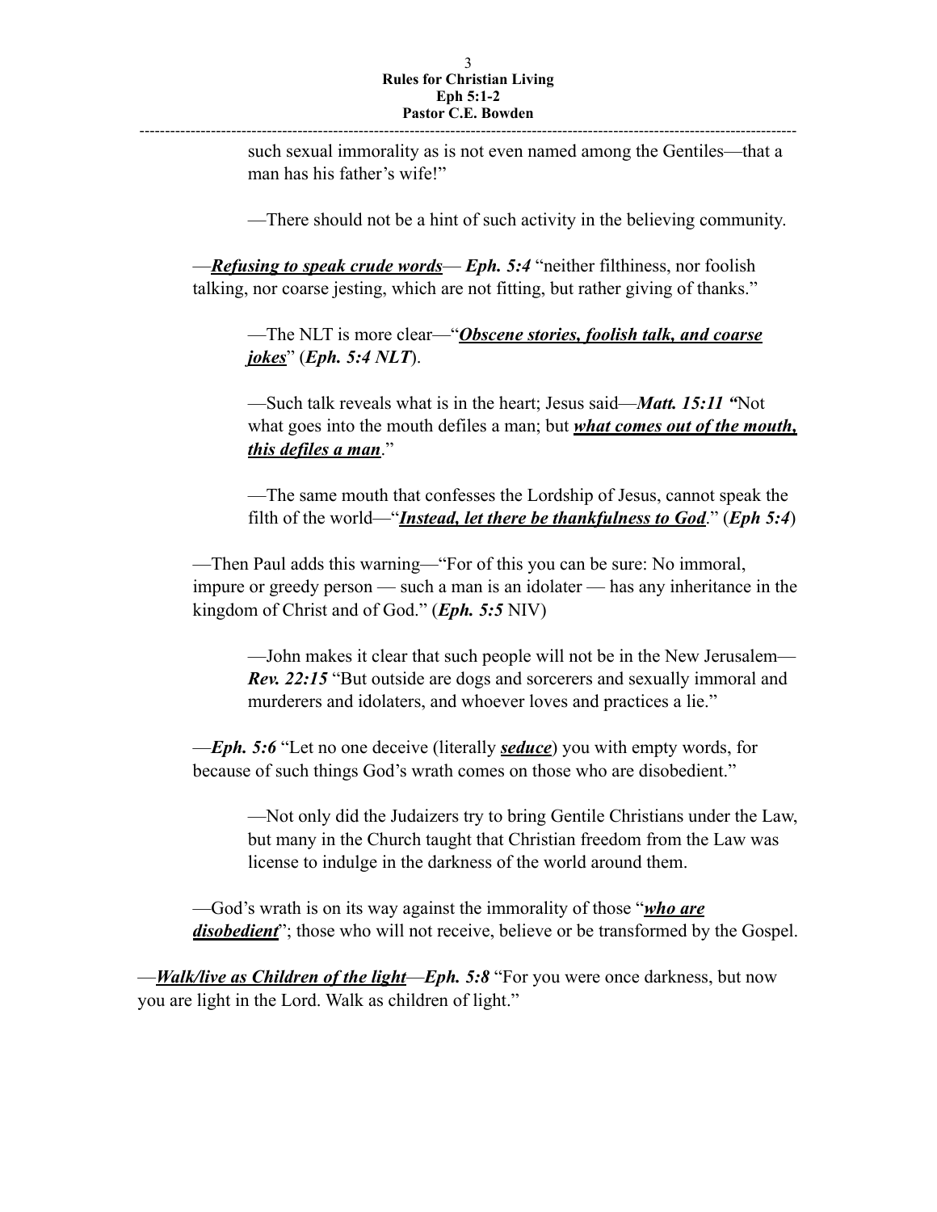such sexual immorality as is not even named among the Gentiles—that a man has his father's wife!"

—There should not be a hint of such activity in the believing community.

—***<u>Refusing to speak crude words</u>***— ***Eph. 5:4*** "neither filthiness, nor foolish talking, nor coarse jesting, which are not fitting, but rather giving of thanks."

—The NLT is more clear—"***<u>Obscene stories, foolish talk, and coarse jokes</u>***" (***Eph. 5:4 NLT***).

—Such talk reveals what is in the heart; Jesus said—***Matt. 15:11 "***Not what goes into the mouth defiles a man; but ***<u>what comes out of the mouth, this defiles a man</u>***."

—The same mouth that confesses the Lordship of Jesus, cannot speak the filth of the world—"***<u>Instead, let there be thankfulness to God</u>***." (***Eph 5:4***)

—Then Paul adds this warning—"For of this you can be sure: No immoral, impure or greedy person — such a man is an idolater — has any inheritance in the kingdom of Christ and of God." (***Eph. 5:5*** NIV)

—John makes it clear that such people will not be in the New Jerusalem—***Rev. 22:15*** "But outside are dogs and sorcerers and sexually immoral and murderers and idolaters, and whoever loves and practices a lie."

—***Eph. 5:6*** "Let no one deceive (literally ***<u>seduce</u>***) you with empty words, for because of such things God's wrath comes on those who are disobedient."

—Not only did the Judaizers try to bring Gentile Christians under the Law, but many in the Church taught that Christian freedom from the Law was license to indulge in the darkness of the world around them.

—God's wrath is on its way against the immorality of those "***<u>who are disobedient</u>***"; those who will not receive, believe or be transformed by the Gospel.

—***<u>Walk/live as Children of the light</u>***—***Eph. 5:8*** "For you were once darkness, but now you are light in the Lord. Walk as children of light."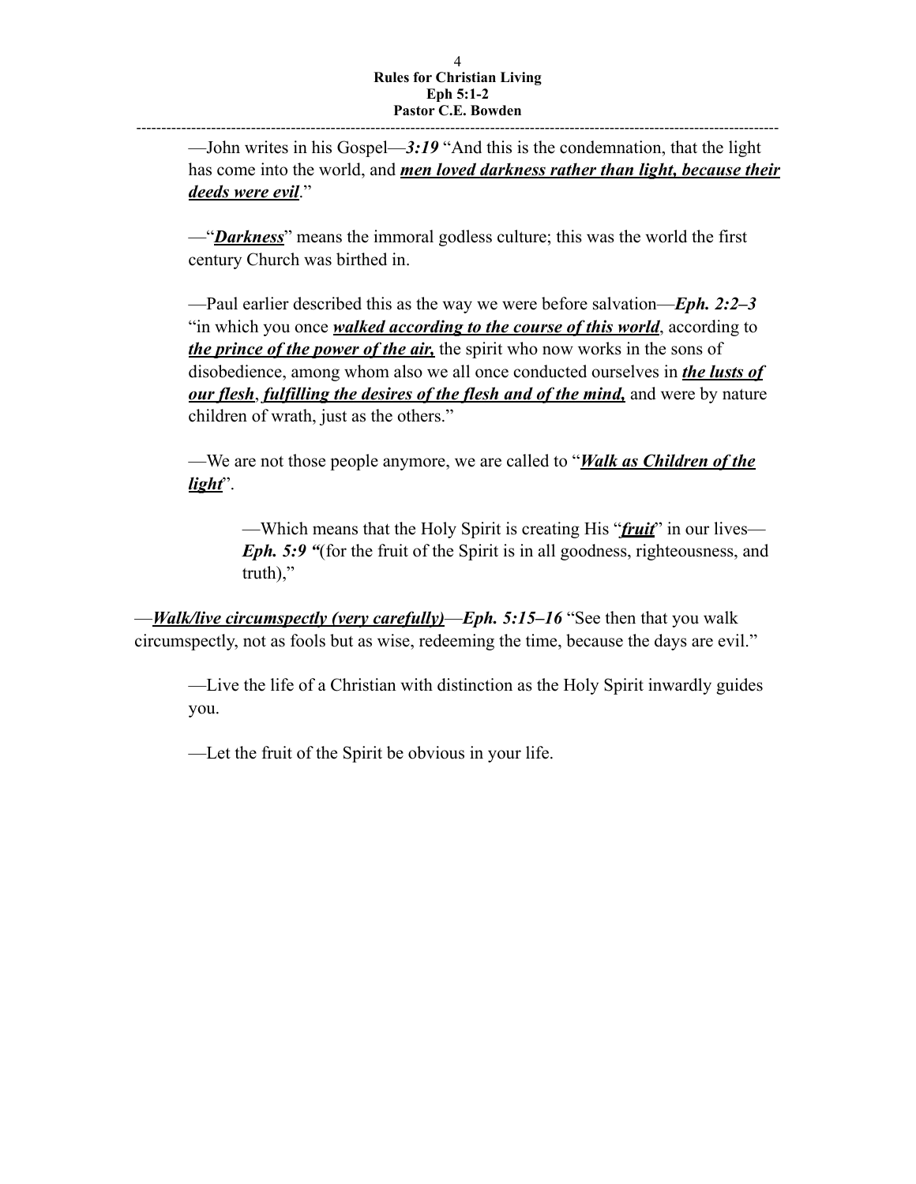—John writes in his Gospel—***3:19*** "And this is the condemnation, that the light has come into the world, and ***<u>men loved darkness rather than light, because their deeds were evil</u>***."

—"***<u>Darkness</u>***" means the immoral godless culture; this was the world the first century Church was birthed in.

—Paul earlier described this as the way we were before salvation—***Eph. 2:2–3*** "in which you once ***<u>walked according to the course of this world</u>***, according to ***<u>the prince of the power of the air,</u>*** the spirit who now works in the sons of disobedience, among whom also we all once conducted ourselves in ***<u>the lusts of our flesh</u>***, ***<u>fulfilling the desires of the flesh and of the mind,</u>*** and were by nature children of wrath, just as the others."

—We are not those people anymore, we are called to "***<u>Walk as Children of the light</u>***".

> —Which means that the Holy Spirit is creating His "***<u>fruit</u>***" in our lives—***Eph. 5:9 "***(for the fruit of the Spirit is in all goodness, righteousness, and truth),"

—***<u>Walk/live circumspectly (very carefully)</u>***—***Eph. 5:15–16*** "See then that you walk circumspectly, not as fools but as wise, redeeming the time, because the days are evil."

—Live the life of a Christian with distinction as the Holy Spirit inwardly guides you.

—Let the fruit of the Spirit be obvious in your life.